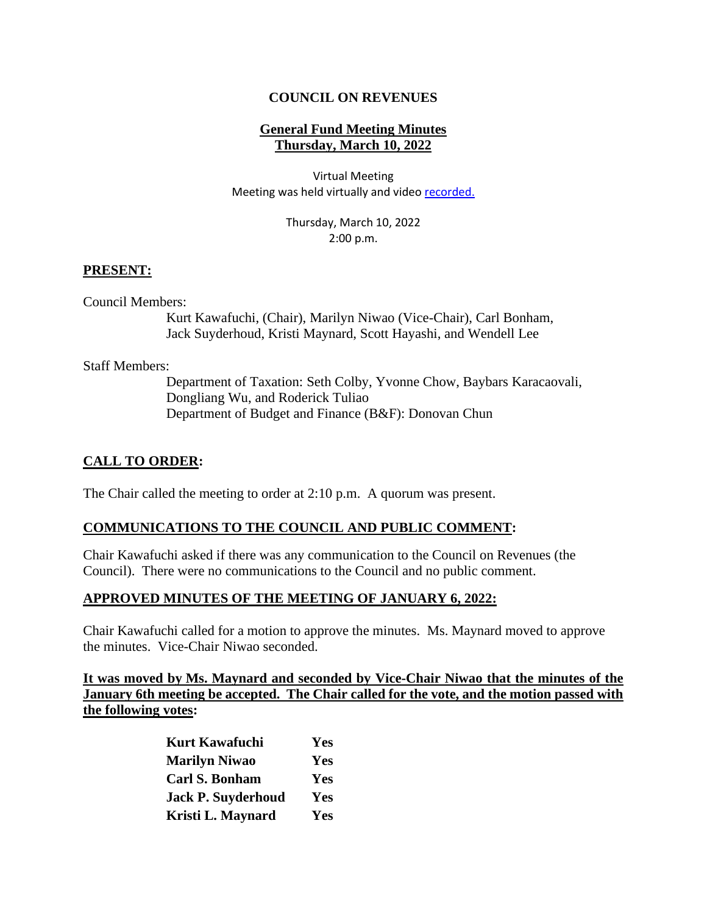# COUNCIL ON REVENUES

## General Fund Meeting Minutes
## Thursday, March 10, 2022

Virtual Meeting
Meeting was held virtually and video recorded.

Thursday, March 10, 2022
2:00 p.m.

**PRESENT:**

Council Members:

Kurt Kawafuchi, (Chair), Marilyn Niwao (Vice-Chair), Carl Bonham, Jack Suyderhoud, Kristi Maynard, Scott Hayashi, and Wendell Lee

Staff Members:

Department of Taxation: Seth Colby, Yvonne Chow, Baybars Karacaovali, Dongliang Wu, and Roderick Tuliao
Department of Budget and Finance (B&F): Donovan Chun

**CALL TO ORDER:**

The Chair called the meeting to order at 2:10 p.m. A quorum was present.

**COMMUNICATIONS TO THE COUNCIL AND PUBLIC COMMENT:**

Chair Kawafuchi asked if there was any communication to the Council on Revenues (the Council). There were no communications to the Council and no public comment.

**APPROVED MINUTES OF THE MEETING OF JANUARY 6, 2022:**

Chair Kawafuchi called for a motion to approve the minutes. Ms. Maynard moved to approve the minutes. Vice-Chair Niwao seconded.

**It was moved by Ms. Maynard and seconded by Vice-Chair Niwao that the minutes of the January 6th meeting be accepted. The Chair called for the vote, and the motion passed with the following votes:**

| | |
|---|---|
| **Kurt Kawafuchi** | **Yes** |
| **Marilyn Niwao** | **Yes** |
| **Carl S. Bonham** | **Yes** |
| **Jack P. Suyderhoud** | **Yes** |
| **Kristi L. Maynard** | **Yes** |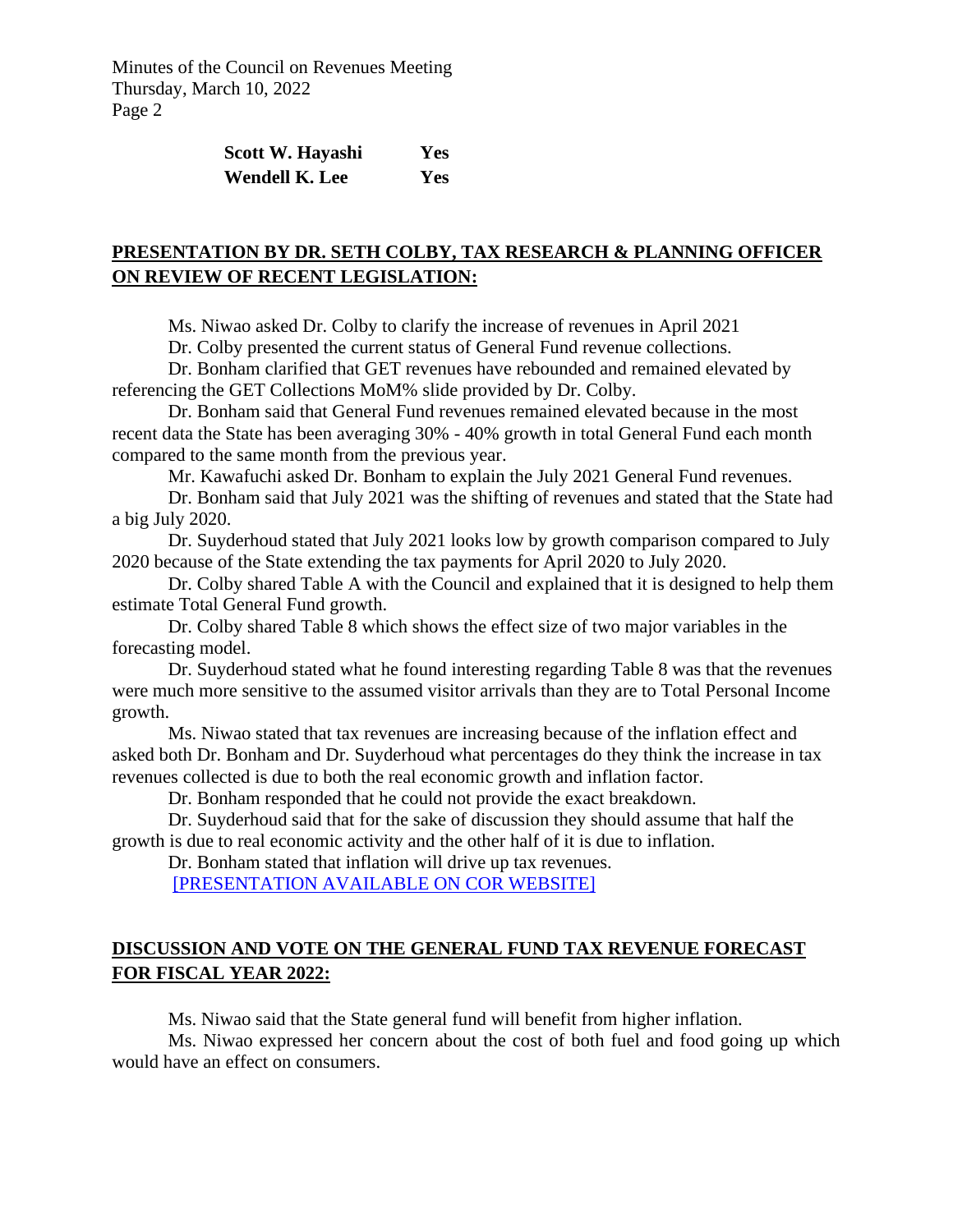| Scott W. Hayashi | Yes |
| --- | --- |
| Wendell K. Lee | Yes |

## PRESENTATION BY DR. SETH COLBY, TAX RESEARCH & PLANNING OFFICER ON REVIEW OF RECENT LEGISLATION:

Ms. Niwao asked Dr. Colby to clarify the increase of revenues in April 2021

Dr. Colby presented the current status of General Fund revenue collections.

Dr. Bonham clarified that GET revenues have rebounded and remained elevated by referencing the GET Collections MoM% slide provided by Dr. Colby.

Dr. Bonham said that General Fund revenues remained elevated because in the most recent data the State has been averaging 30% - 40% growth in total General Fund each month compared to the same month from the previous year.

Mr. Kawafuchi asked Dr. Bonham to explain the July 2021 General Fund revenues.

Dr. Bonham said that July 2021 was the shifting of revenues and stated that the State had a big July 2020.

Dr. Suyderhoud stated that July 2021 looks low by growth comparison compared to July 2020 because of the State extending the tax payments for April 2020 to July 2020.

Dr. Colby shared Table A with the Council and explained that it is designed to help them estimate Total General Fund growth.

Dr. Colby shared Table 8 which shows the effect size of two major variables in the forecasting model.

Dr. Suyderhoud stated what he found interesting regarding Table 8 was that the revenues were much more sensitive to the assumed visitor arrivals than they are to Total Personal Income growth.

Ms. Niwao stated that tax revenues are increasing because of the inflation effect and asked both Dr. Bonham and Dr. Suyderhoud what percentages do they think the increase in tax revenues collected is due to both the real economic growth and inflation factor.

Dr. Bonham responded that he could not provide the exact breakdown.

Dr. Suyderhoud said that for the sake of discussion they should assume that half the growth is due to real economic activity and the other half of it is due to inflation.

Dr. Bonham stated that inflation will drive up tax revenues.

[PRESENTATION AVAILABLE ON COR WEBSITE]

## DISCUSSION AND VOTE ON THE GENERAL FUND TAX REVENUE FORECAST FOR FISCAL YEAR 2022:

Ms. Niwao said that the State general fund will benefit from higher inflation.

Ms. Niwao expressed her concern about the cost of both fuel and food going up which would have an effect on consumers.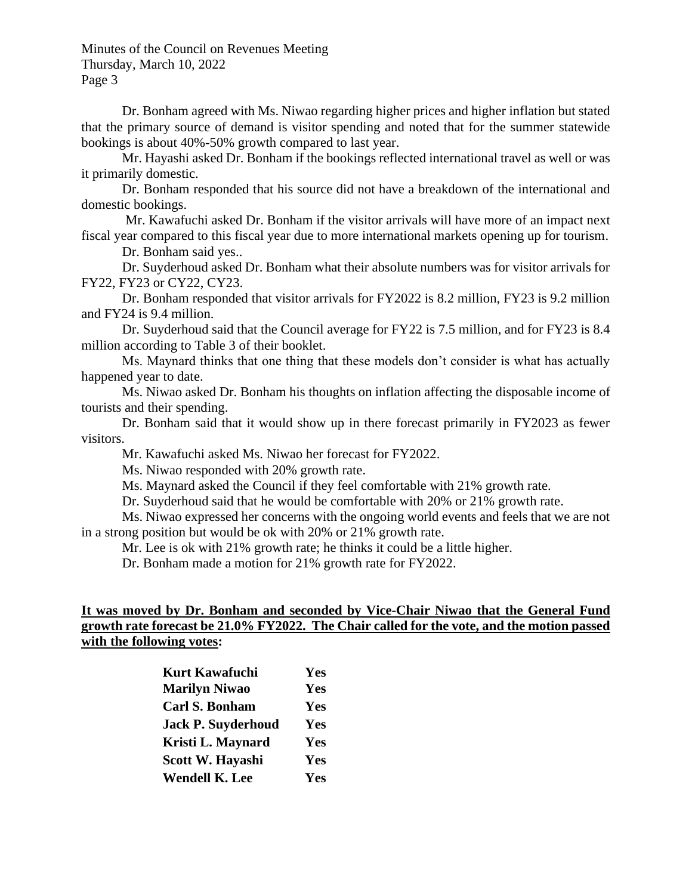Dr. Bonham agreed with Ms. Niwao regarding higher prices and higher inflation but stated that the primary source of demand is visitor spending and noted that for the summer statewide bookings is about 40%-50% growth compared to last year.

Mr. Hayashi asked Dr. Bonham if the bookings reflected international travel as well or was it primarily domestic.

Dr. Bonham responded that his source did not have a breakdown of the international and domestic bookings.

Mr. Kawafuchi asked Dr. Bonham if the visitor arrivals will have more of an impact next fiscal year compared to this fiscal year due to more international markets opening up for tourism.

Dr. Bonham said yes..

Dr. Suyderhoud asked Dr. Bonham what their absolute numbers was for visitor arrivals for FY22, FY23 or CY22, CY23.

Dr. Bonham responded that visitor arrivals for FY2022 is 8.2 million, FY23 is 9.2 million and FY24 is 9.4 million.

Dr. Suyderhoud said that the Council average for FY22 is 7.5 million, and for FY23 is 8.4 million according to Table 3 of their booklet.

Ms. Maynard thinks that one thing that these models don't consider is what has actually happened year to date.

Ms. Niwao asked Dr. Bonham his thoughts on inflation affecting the disposable income of tourists and their spending.

Dr. Bonham said that it would show up in there forecast primarily in FY2023 as fewer visitors.

Mr. Kawafuchi asked Ms. Niwao her forecast for FY2022.

Ms. Niwao responded with 20% growth rate.

Ms. Maynard asked the Council if they feel comfortable with 21% growth rate.

Dr. Suyderhoud said that he would be comfortable with 20% or 21% growth rate.

Ms. Niwao expressed her concerns with the ongoing world events and feels that we are not in a strong position but would be ok with 20% or 21% growth rate.

Mr. Lee is ok with 21% growth rate; he thinks it could be a little higher.

Dr. Bonham made a motion for 21% growth rate for FY2022.

**It was moved by Dr. Bonham and seconded by Vice-Chair Niwao that the General Fund growth rate forecast be 21.0% FY2022. The Chair called for the vote, and the motion passed with the following votes:**

| | |
|---|---|
| **Kurt Kawafuchi** | **Yes** |
| **Marilyn Niwao** | **Yes** |
| **Carl S. Bonham** | **Yes** |
| **Jack P. Suyderhoud** | **Yes** |
| **Kristi L. Maynard** | **Yes** |
| **Scott W. Hayashi** | **Yes** |
| **Wendell K. Lee** | **Yes** |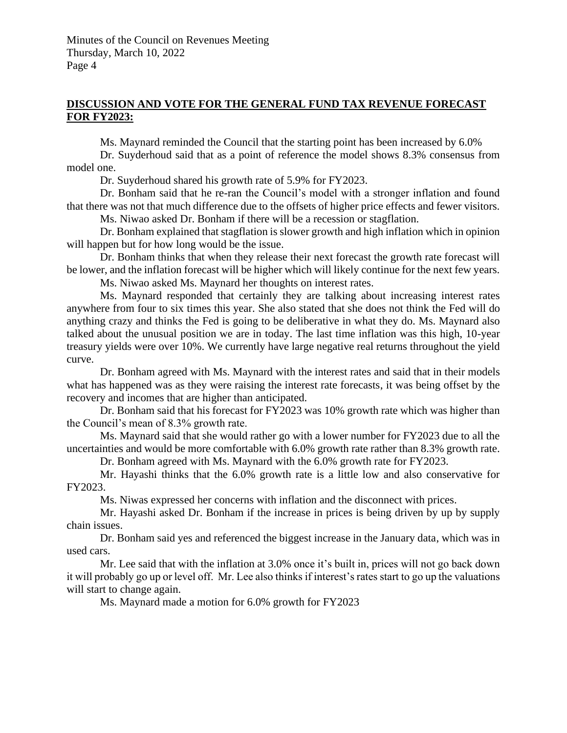## DISCUSSION AND VOTE FOR THE GENERAL FUND TAX REVENUE FORECAST FOR FY2023:

Ms. Maynard reminded the Council that the starting point has been increased by 6.0%

Dr. Suyderhoud said that as a point of reference the model shows 8.3% consensus from model one.

Dr. Suyderhoud shared his growth rate of 5.9% for FY2023.

Dr. Bonham said that he re-ran the Council's model with a stronger inflation and found that there was not that much difference due to the offsets of higher price effects and fewer visitors.

Ms. Niwao asked Dr. Bonham if there will be a recession or stagflation.

Dr. Bonham explained that stagflation is slower growth and high inflation which in opinion will happen but for how long would be the issue.

Dr. Bonham thinks that when they release their next forecast the growth rate forecast will be lower, and the inflation forecast will be higher which will likely continue for the next few years.

Ms. Niwao asked Ms. Maynard her thoughts on interest rates.

Ms. Maynard responded that certainly they are talking about increasing interest rates anywhere from four to six times this year. She also stated that she does not think the Fed will do anything crazy and thinks the Fed is going to be deliberative in what they do. Ms. Maynard also talked about the unusual position we are in today. The last time inflation was this high, 10-year treasury yields were over 10%. We currently have large negative real returns throughout the yield curve.

Dr. Bonham agreed with Ms. Maynard with the interest rates and said that in their models what has happened was as they were raising the interest rate forecasts, it was being offset by the recovery and incomes that are higher than anticipated.

Dr. Bonham said that his forecast for FY2023 was 10% growth rate which was higher than the Council's mean of 8.3% growth rate.

Ms. Maynard said that she would rather go with a lower number for FY2023 due to all the uncertainties and would be more comfortable with 6.0% growth rate rather than 8.3% growth rate.

Dr. Bonham agreed with Ms. Maynard with the 6.0% growth rate for FY2023.

Mr. Hayashi thinks that the 6.0% growth rate is a little low and also conservative for FY2023.

Ms. Niwas expressed her concerns with inflation and the disconnect with prices.

Mr. Hayashi asked Dr. Bonham if the increase in prices is being driven by up by supply chain issues.

Dr. Bonham said yes and referenced the biggest increase in the January data, which was in used cars.

Mr. Lee said that with the inflation at 3.0% once it's built in, prices will not go back down it will probably go up or level off. Mr. Lee also thinks if interest's rates start to go up the valuations will start to change again.

Ms. Maynard made a motion for 6.0% growth for FY2023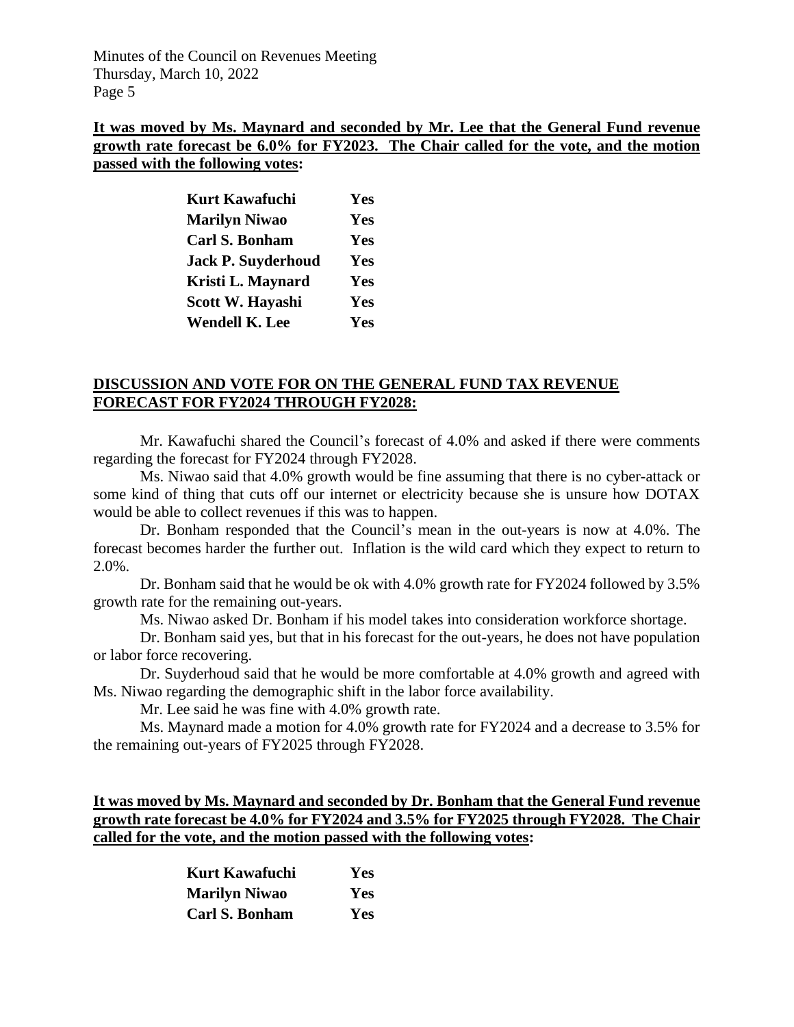**It was moved by Ms. Maynard and seconded by Mr. Lee that the General Fund revenue growth rate forecast be 6.0% for FY2023. The Chair called for the vote, and the motion passed with the following votes:**

| | |
|---|---|
| **Kurt Kawafuchi** | **Yes** |
| **Marilyn Niwao** | **Yes** |
| **Carl S. Bonham** | **Yes** |
| **Jack P. Suyderhoud** | **Yes** |
| **Kristi L. Maynard** | **Yes** |
| **Scott W. Hayashi** | **Yes** |
| **Wendell K. Lee** | **Yes** |

**DISCUSSION AND VOTE FOR ON THE GENERAL FUND TAX REVENUE FORECAST FOR FY2024 THROUGH FY2028:**

Mr. Kawafuchi shared the Council's forecast of 4.0% and asked if there were comments regarding the forecast for FY2024 through FY2028.

Ms. Niwao said that 4.0% growth would be fine assuming that there is no cyber-attack or some kind of thing that cuts off our internet or electricity because she is unsure how DOTAX would be able to collect revenues if this was to happen.

Dr. Bonham responded that the Council's mean in the out-years is now at 4.0%. The forecast becomes harder the further out. Inflation is the wild card which they expect to return to 2.0%.

Dr. Bonham said that he would be ok with 4.0% growth rate for FY2024 followed by 3.5% growth rate for the remaining out-years.

Ms. Niwao asked Dr. Bonham if his model takes into consideration workforce shortage.

Dr. Bonham said yes, but that in his forecast for the out-years, he does not have population or labor force recovering.

Dr. Suyderhoud said that he would be more comfortable at 4.0% growth and agreed with Ms. Niwao regarding the demographic shift in the labor force availability.

Mr. Lee said he was fine with 4.0% growth rate.

Ms. Maynard made a motion for 4.0% growth rate for FY2024 and a decrease to 3.5% for the remaining out-years of FY2025 through FY2028.

**It was moved by Ms. Maynard and seconded by Dr. Bonham that the General Fund revenue growth rate forecast be 4.0% for FY2024 and 3.5% for FY2025 through FY2028. The Chair called for the vote, and the motion passed with the following votes:**

| | |
|---|---|
| **Kurt Kawafuchi** | **Yes** |
| **Marilyn Niwao** | **Yes** |
| **Carl S. Bonham** | **Yes** |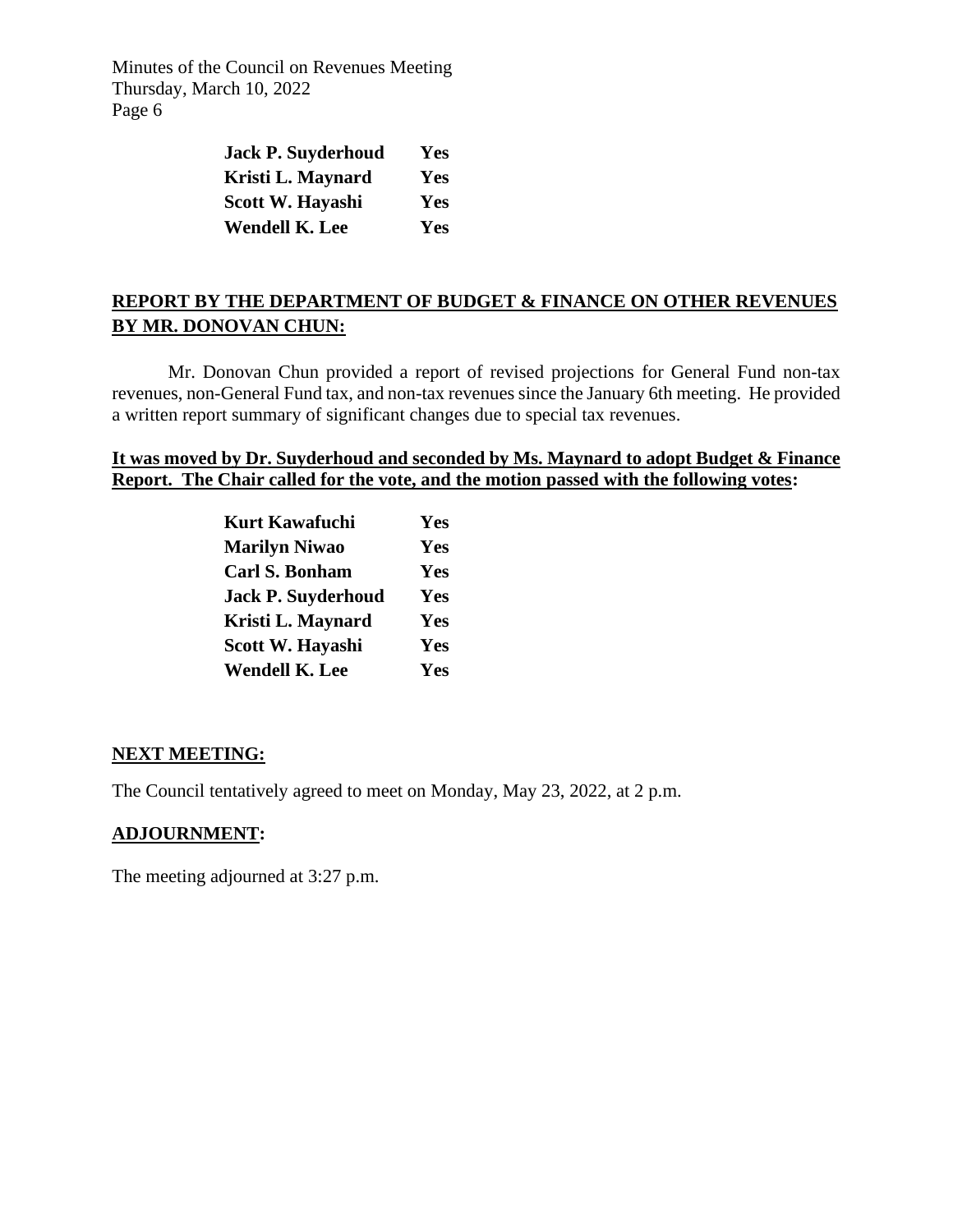| | |
|---|---|
| **Jack P. Suyderhoud** | **Yes** |
| **Kristi L. Maynard** | **Yes** |
| **Scott W. Hayashi** | **Yes** |
| **Wendell K. Lee** | **Yes** |

**REPORT BY THE DEPARTMENT OF BUDGET & FINANCE ON OTHER REVENUES BY MR. DONOVAN CHUN:**

Mr. Donovan Chun provided a report of revised projections for General Fund non-tax revenues, non-General Fund tax, and non-tax revenues since the January 6th meeting. He provided a written report summary of significant changes due to special tax revenues.

**It was moved by Dr. Suyderhoud and seconded by Ms. Maynard to adopt Budget & Finance Report. The Chair called for the vote, and the motion passed with the following votes:**

| | |
|---|---|
| **Kurt Kawafuchi** | **Yes** |
| **Marilyn Niwao** | **Yes** |
| **Carl S. Bonham** | **Yes** |
| **Jack P. Suyderhoud** | **Yes** |
| **Kristi L. Maynard** | **Yes** |
| **Scott W. Hayashi** | **Yes** |
| **Wendell K. Lee** | **Yes** |

**NEXT MEETING:**

The Council tentatively agreed to meet on Monday, May 23, 2022, at 2 p.m.

**ADJOURNMENT:**

The meeting adjourned at 3:27 p.m.